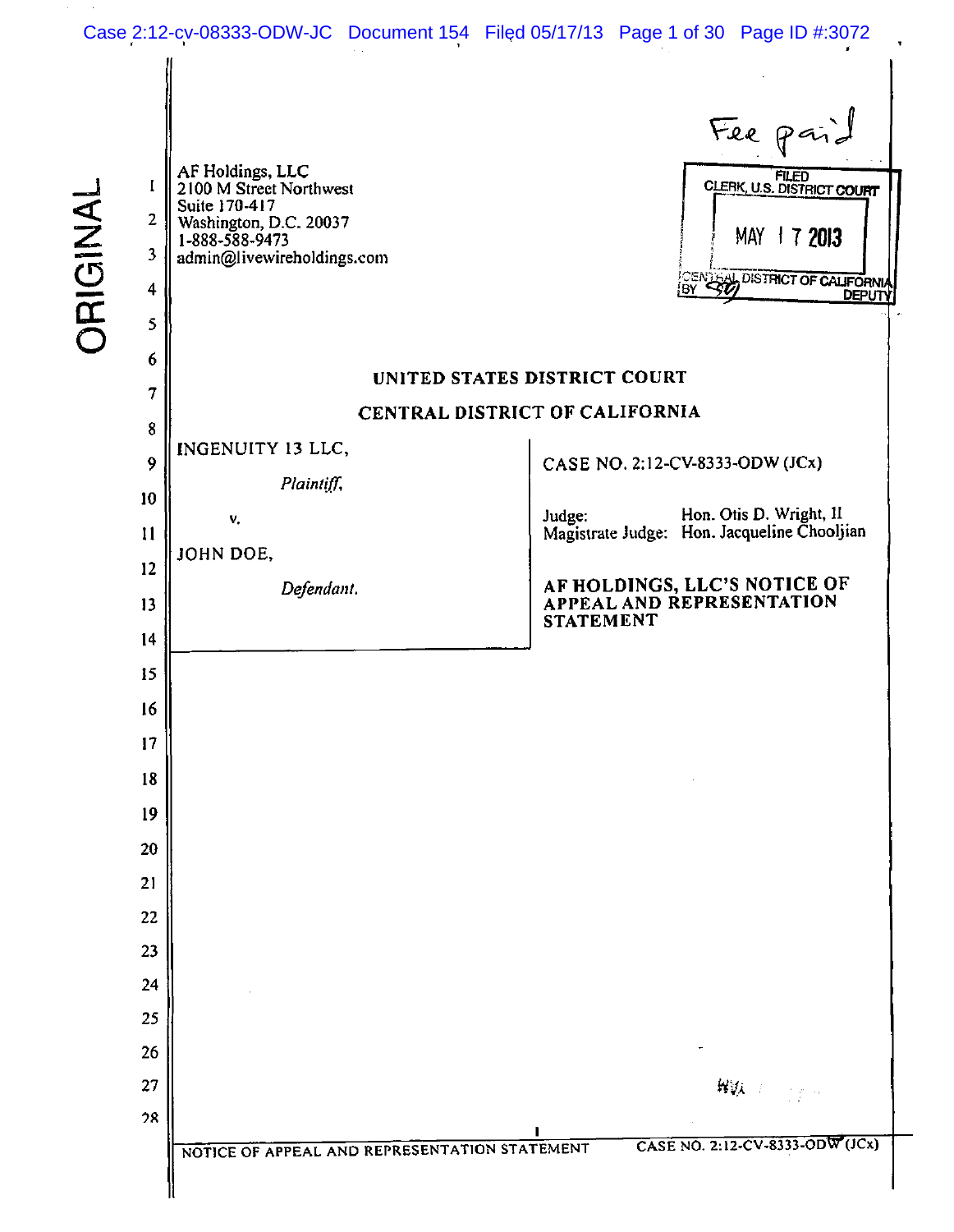AF Holdings, LLC
2100 M Street Northwest
Suite 170-417
Washington, D.C. 20037
1-888-588-9473
admin@livewireholdings.com

Fee paid

FILED
CLERK, U.S. DISTRICT COURT
MAY 17 2013
CENTRAL DISTRICT OF CALIFORNIA
BY DEPUTY

ORIGINAL

**UNITED STATES DISTRICT COURT**

**CENTRAL DISTRICT OF CALIFORNIA**

INGENUITY 13 LLC,

*Plaintiff*,

v.

JOHN DOE,

*Defendant.*

CASE NO. 2:12-CV-8333-ODW (JCx)

Judge: Hon. Otis D. Wright, II
Magistrate Judge: Hon. Jacqueline Chooljian

**AF HOLDINGS, LLC'S NOTICE OF APPEAL AND REPRESENTATION STATEMENT**

NOTICE OF APPEAL AND REPRESENTATION STATEMENT — CASE NO. 2:12-CV-8333-ODW (JCx)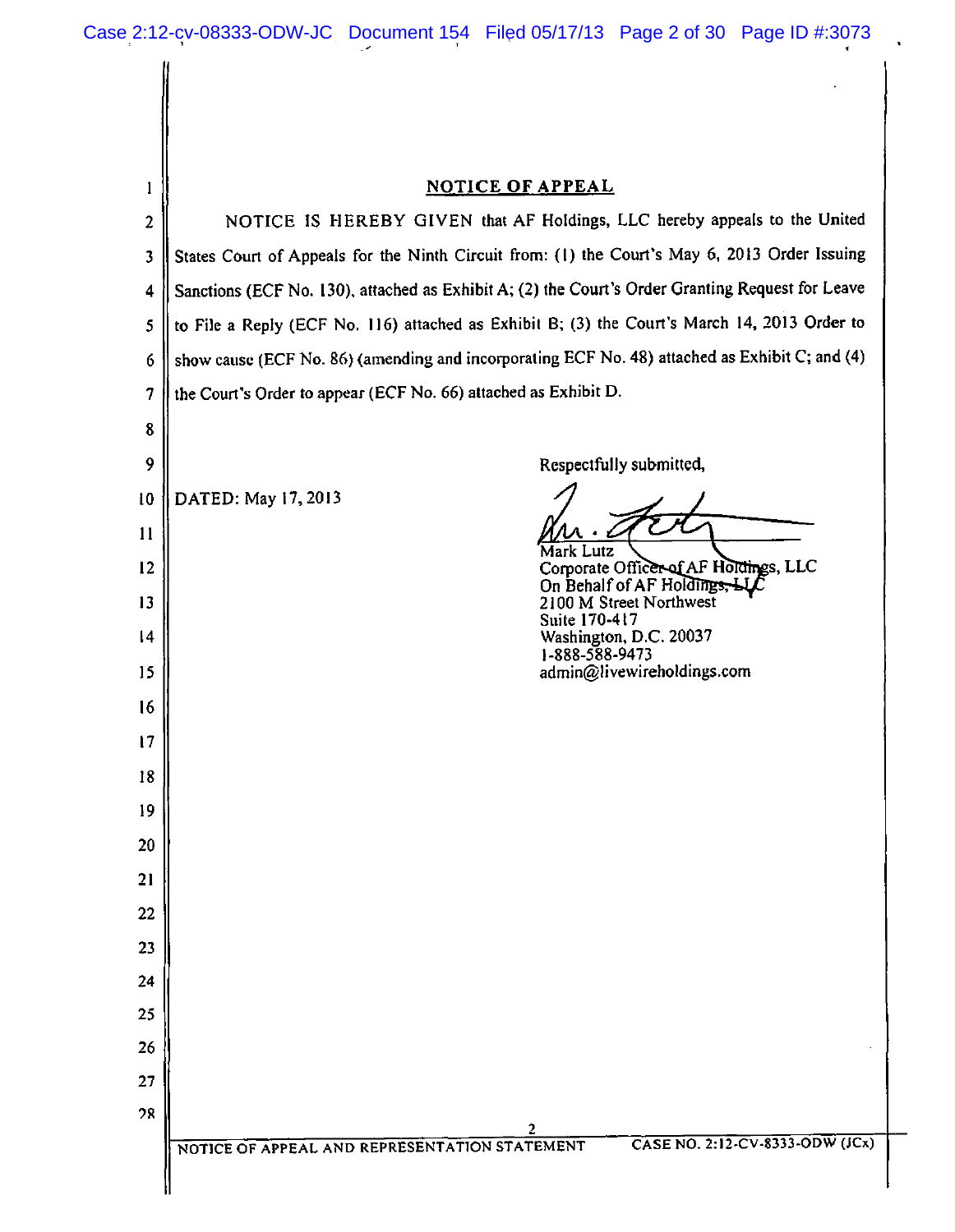## NOTICE OF APPEAL

NOTICE IS HEREBY GIVEN that AF Holdings, LLC hereby appeals to the United States Court of Appeals for the Ninth Circuit from: (1) the Court's May 6, 2013 Order Issuing Sanctions (ECF No. 130), attached as Exhibit A; (2) the Court's Order Granting Request for Leave to File a Reply (ECF No. 116) attached as Exhibit B; (3) the Court's March 14, 2013 Order to show cause (ECF No. 86) (amending and incorporating ECF No. 48) attached as Exhibit C; and (4) the Court's Order to appear (ECF No. 66) attached as Exhibit D.

DATED: May 17, 2013

Respectfully submitted,

Mark Lutz
Corporate Officer of AF Holdings, LLC
On Behalf of AF Holdings, LLC
2100 M Street Northwest
Suite 170-417
Washington, D.C. 20037
1-888-588-9473
admin@livewireholdings.com

NOTICE OF APPEAL AND REPRESENTATION STATEMENT — CASE NO. 2:12-CV-8333-ODW (JCx)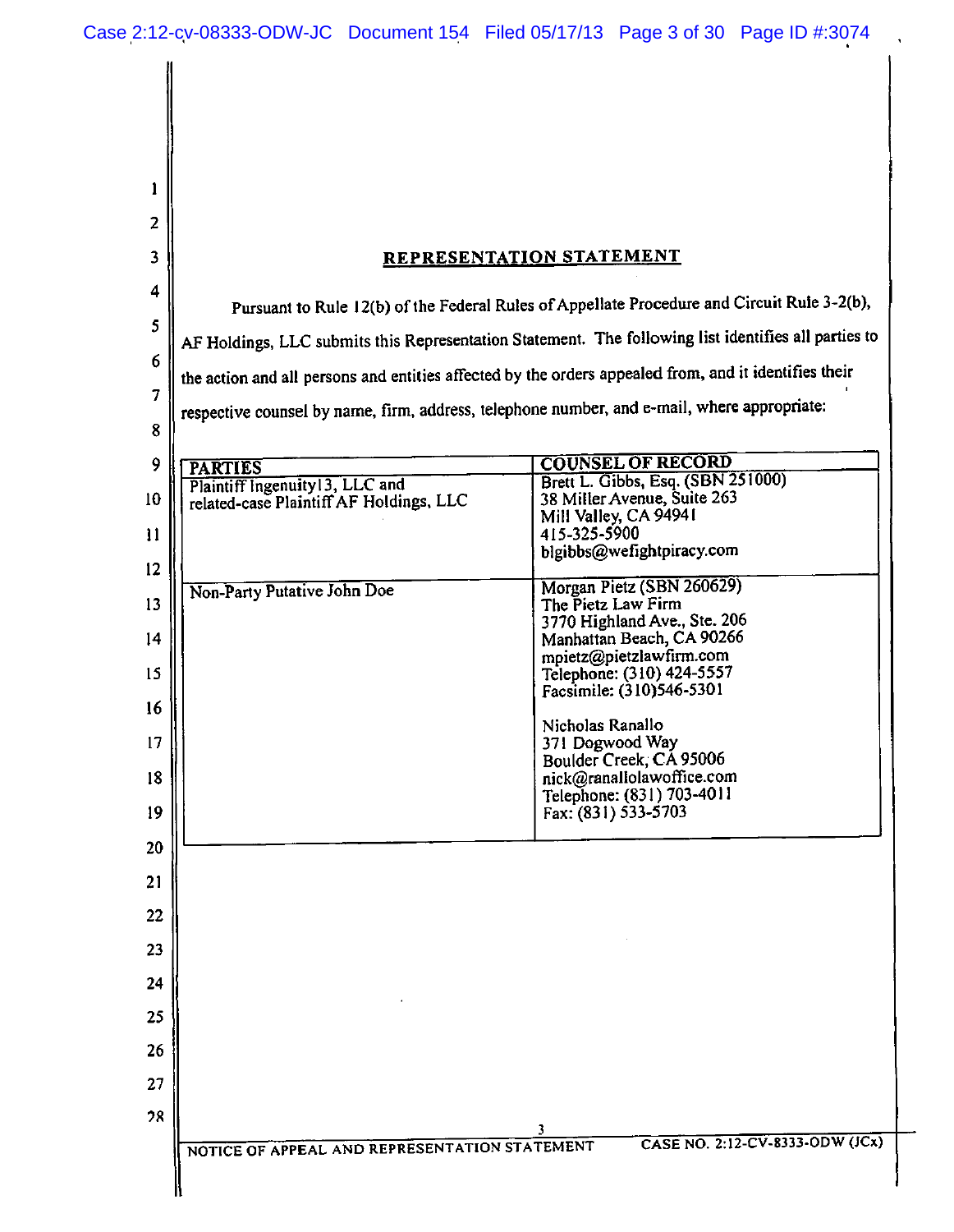## REPRESENTATION STATEMENT

Pursuant to Rule 12(b) of the Federal Rules of Appellate Procedure and Circuit Rule 3-2(b), AF Holdings, LLC submits this Representation Statement. The following list identifies all parties to the action and all persons and entities affected by the orders appealed from, and it identifies their respective counsel by name, firm, address, telephone number, and e-mail, where appropriate:

| PARTIES | COUNSEL OF RECORD |
|---|---|
| Plaintiff Ingenuity13, LLC and related-case Plaintiff AF Holdings, LLC | Brett L. Gibbs, Esq. (SBN 251000)<br>38 Miller Avenue, Suite 263<br>Mill Valley, CA 94941<br>415-325-5900<br>blgibbs@wefightpiracy.com |
| Non-Party Putative John Doe | Morgan Pietz (SBN 260629)<br>The Pietz Law Firm<br>3770 Highland Ave., Ste. 206<br>Manhattan Beach, CA 90266<br>mpietz@pietzlawfirm.com<br>Telephone: (310) 424-5557<br>Facsimile: (310)546-5301<br><br>Nicholas Ranallo<br>371 Dogwood Way<br>Boulder Creek, CA 95006<br>nick@ranallolawoffice.com<br>Telephone: (831) 703-4011<br>Fax: (831) 533-5703 |

NOTICE OF APPEAL AND REPRESENTATION STATEMENT — CASE NO. 2:12-CV-8333-ODW (JCx)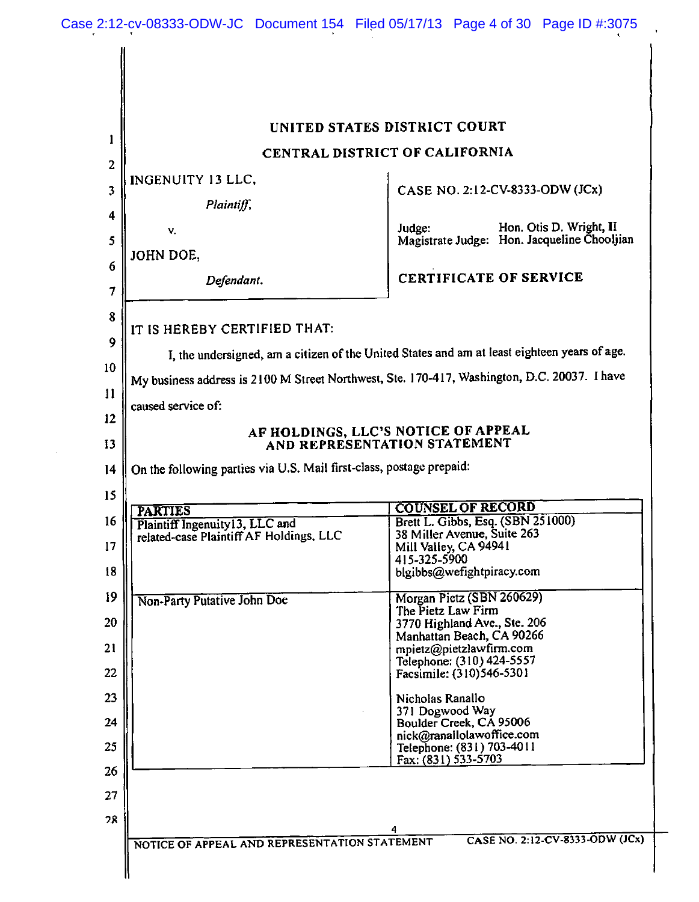# UNITED STATES DISTRICT COURT

## CENTRAL DISTRICT OF CALIFORNIA

INGENUITY 13 LLC,

*Plaintiff*,

v.

JOHN DOE,

*Defendant*.

CASE NO. 2:12-CV-8333-ODW (JCx)

Judge: Hon. Otis D. Wright, II
Magistrate Judge: Hon. Jacqueline Chooljian

**CERTIFICATE OF SERVICE**

IT IS HEREBY CERTIFIED THAT:

I, the undersigned, am a citizen of the United States and am at least eighteen years of age. My business address is 2100 M Street Northwest, Ste. 170-417, Washington, D.C. 20037. I have caused service of:

**AF HOLDINGS, LLC'S NOTICE OF APPEAL AND REPRESENTATION STATEMENT**

On the following parties via U.S. Mail first-class, postage prepaid:

| PARTIES | COUNSEL OF RECORD |
|---|---|
| Plaintiff Ingenuity13, LLC and related-case Plaintiff AF Holdings, LLC | Brett L. Gibbs, Esq. (SBN 251000)<br>38 Miller Avenue, Suite 263<br>Mill Valley, CA 94941<br>415-325-5900<br>blgibbs@wefightpiracy.com |
| Non-Party Putative John Doe | Morgan Pietz (SBN 260629)<br>The Pietz Law Firm<br>3770 Highland Ave., Ste. 206<br>Manhattan Beach, CA 90266<br>mpietz@pietzlawfirm.com<br>Telephone: (310) 424-5557<br>Facsimile: (310)546-5301<br><br>Nicholas Ranallo<br>371 Dogwood Way<br>Boulder Creek, CA 95006<br>nick@ranallolawoffice.com<br>Telephone: (831) 703-4011<br>Fax: (831) 533-5703 |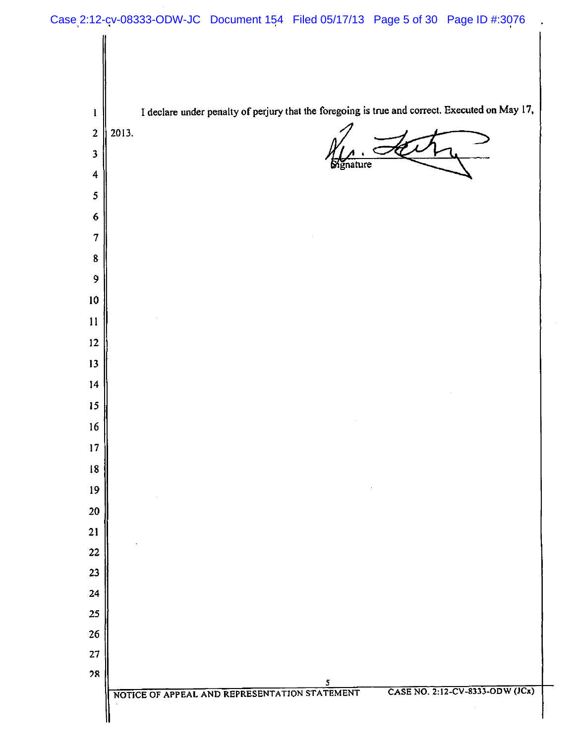I declare under penalty of perjury that the foregoing is true and correct. Executed on May 17, 2013.

Signature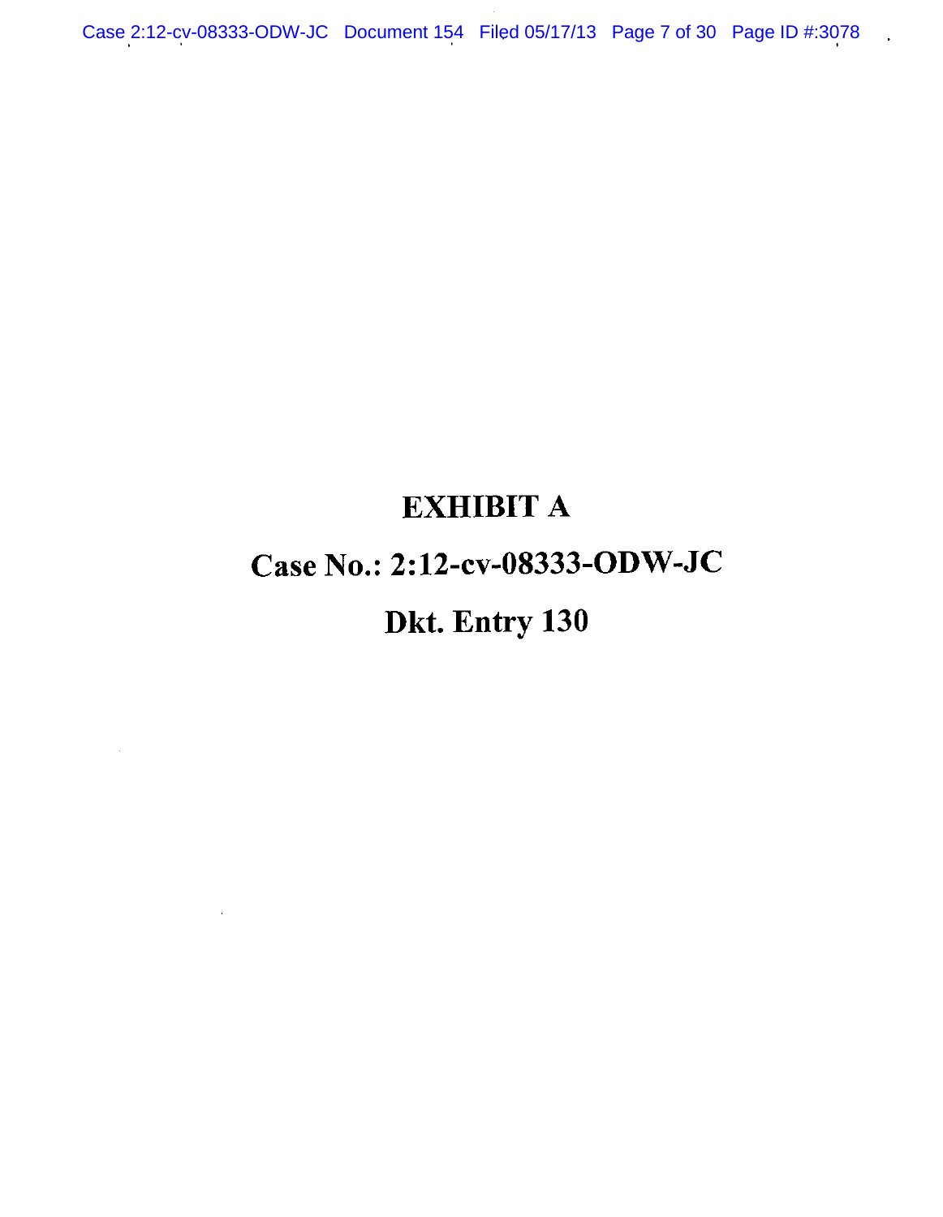# EXHIBIT A

# Case No.: 2:12-cv-08333-ODW-JC

# Dkt. Entry 130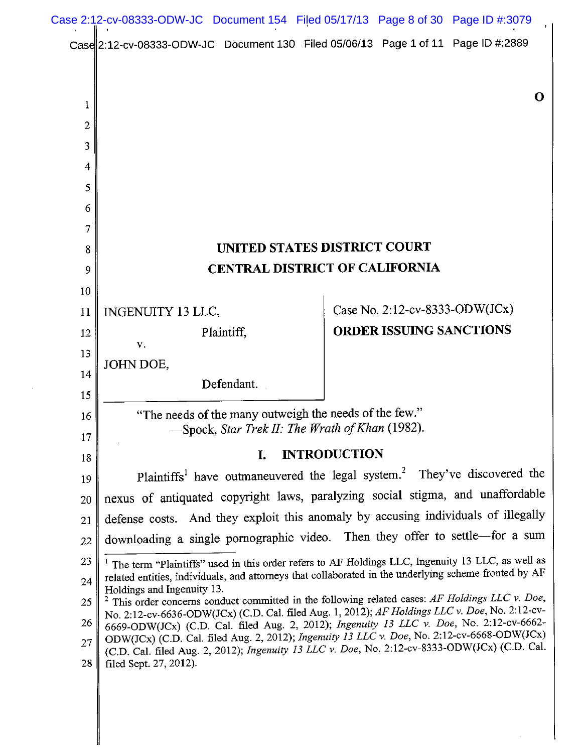UNITED STATES DISTRICT COURT
CENTRAL DISTRICT OF CALIFORNIA

INGENUITY 13 LLC,
Plaintiff,
v.
JOHN DOE,
Defendant.

Case No. 2:12-cv-8333-ODW(JCx)

**ORDER ISSUING SANCTIONS**

"The needs of the many outweigh the needs of the few."
—Spock, *Star Trek II: The Wrath of Khan* (1982).

## I. INTRODUCTION

Plaintiffs[1] have outmaneuvered the legal system.[2] They've discovered the nexus of antiquated copyright laws, paralyzing social stigma, and unaffordable defense costs. And they exploit this anomaly by accusing individuals of illegally downloading a single pornographic video. Then they offer to settle—for a sum

[1] The term "Plaintiffs" used in this order refers to AF Holdings LLC, Ingenuity 13 LLC, as well as related entities, individuals, and attorneys that collaborated in the underlying scheme fronted by AF Holdings and Ingenuity 13.

[2] This order concerns conduct committed in the following related cases: *AF Holdings LLC v. Doe*, No. 2:12-cv-6636-ODW(JCx) (C.D. Cal. filed Aug. 1, 2012); *AF Holdings LLC v. Doe*, No. 2:12-cv-6669-ODW(JCx) (C.D. Cal. filed Aug. 2, 2012); *Ingenuity 13 LLC v. Doe*, No. 2:12-cv-6662-ODW(JCx) (C.D. Cal. filed Aug. 2, 2012); *Ingenuity 13 LLC v. Doe*, No. 2:12-cv-6668-ODW(JCx) (C.D. Cal. filed Aug. 2, 2012); *Ingenuity 13 LLC v. Doe*, No. 2:12-cv-8333-ODW(JCx) (C.D. Cal. filed Sept. 27, 2012).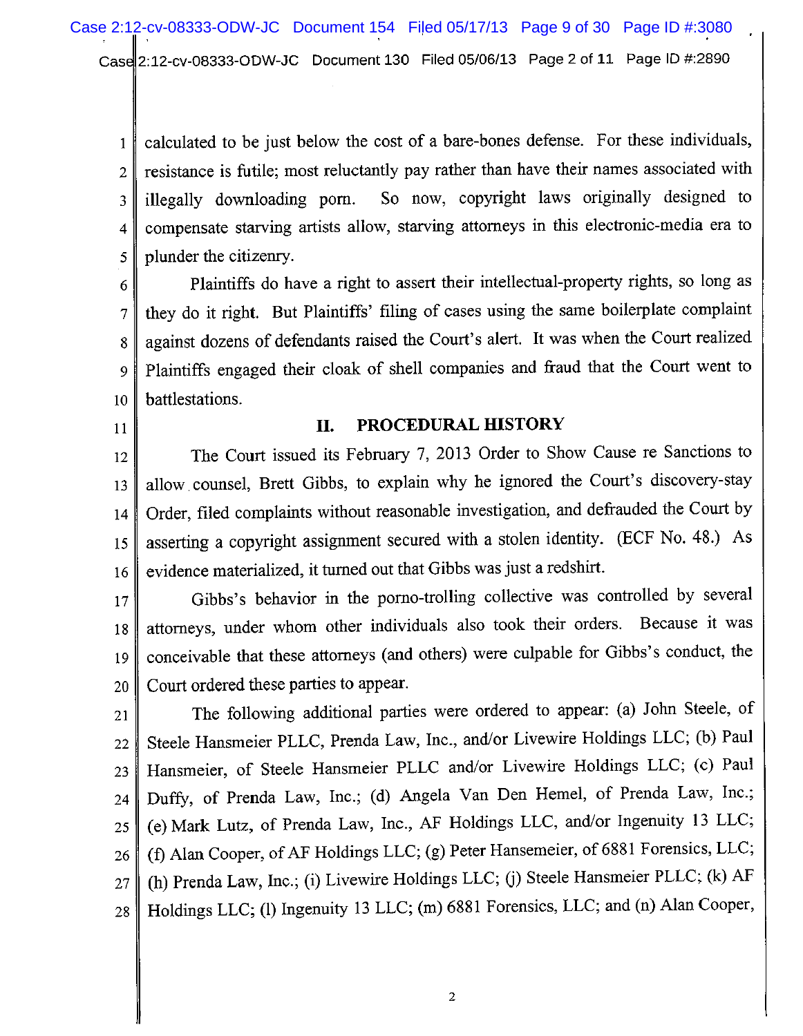calculated to be just below the cost of a bare-bones defense. For these individuals, resistance is futile; most reluctantly pay rather than have their names associated with illegally downloading porn. So now, copyright laws originally designed to compensate starving artists allow, starving attorneys in this electronic-media era to plunder the citizenry.

Plaintiffs do have a right to assert their intellectual-property rights, so long as they do it right. But Plaintiffs' filing of cases using the same boilerplate complaint against dozens of defendants raised the Court's alert. It was when the Court realized Plaintiffs engaged their cloak of shell companies and fraud that the Court went to battlestations.

## II. PROCEDURAL HISTORY

The Court issued its February 7, 2013 Order to Show Cause re Sanctions to allow counsel, Brett Gibbs, to explain why he ignored the Court's discovery-stay Order, filed complaints without reasonable investigation, and defrauded the Court by asserting a copyright assignment secured with a stolen identity. (ECF No. 48.) As evidence materialized, it turned out that Gibbs was just a redshirt.

Gibbs's behavior in the porno-trolling collective was controlled by several attorneys, under whom other individuals also took their orders. Because it was conceivable that these attorneys (and others) were culpable for Gibbs's conduct, the Court ordered these parties to appear.

The following additional parties were ordered to appear: (a) John Steele, of Steele Hansmeier PLLC, Prenda Law, Inc., and/or Livewire Holdings LLC; (b) Paul Hansmeier, of Steele Hansmeier PLLC and/or Livewire Holdings LLC; (c) Paul Duffy, of Prenda Law, Inc.; (d) Angela Van Den Hemel, of Prenda Law, Inc.; (e) Mark Lutz, of Prenda Law, Inc., AF Holdings LLC, and/or Ingenuity 13 LLC; (f) Alan Cooper, of AF Holdings LLC; (g) Peter Hansemeier, of 6881 Forensics, LLC; (h) Prenda Law, Inc.; (i) Livewire Holdings LLC; (j) Steele Hansmeier PLLC; (k) AF Holdings LLC; (l) Ingenuity 13 LLC; (m) 6881 Forensics, LLC; and (n) Alan Cooper,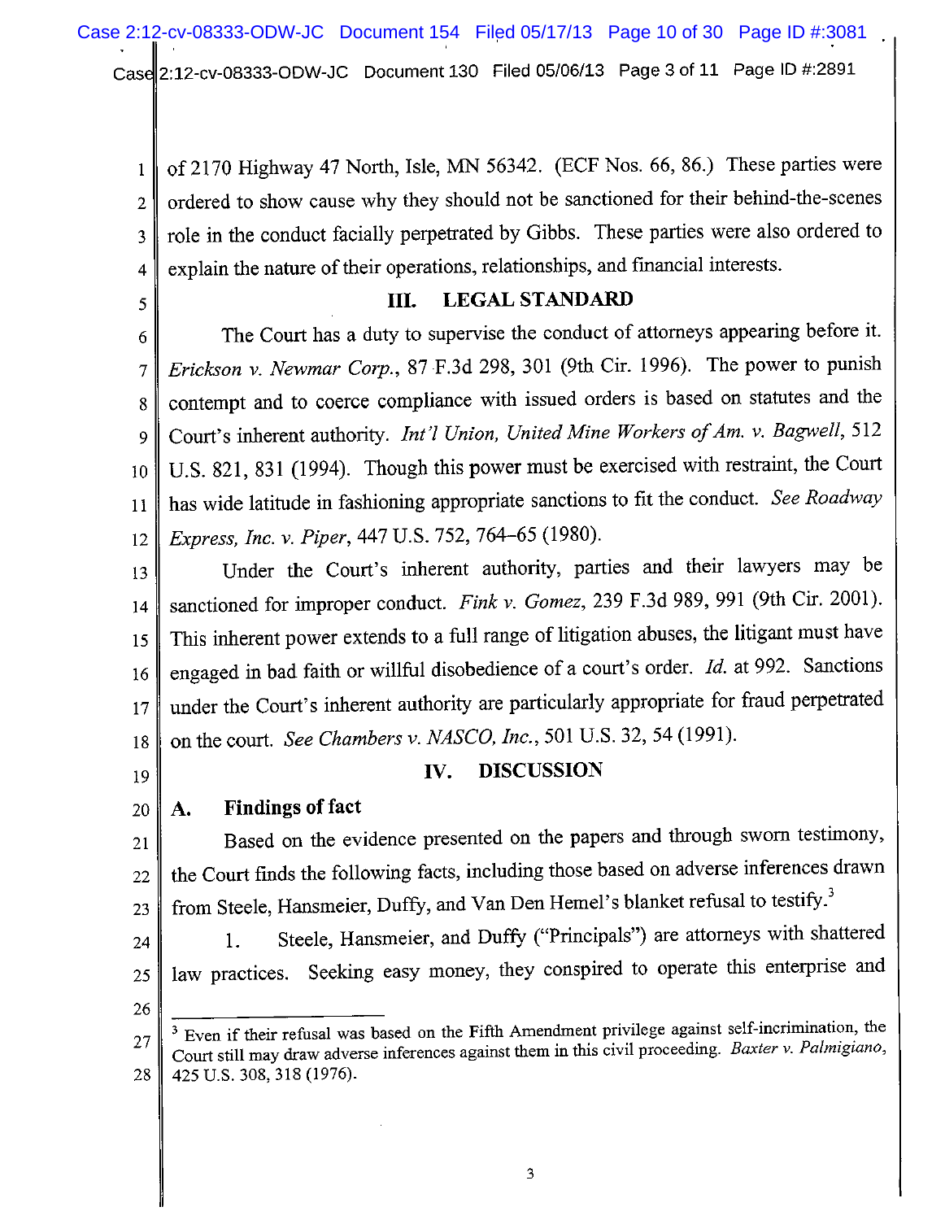of 2170 Highway 47 North, Isle, MN 56342. (ECF Nos. 66, 86.) These parties were ordered to show cause why they should not be sanctioned for their behind-the-scenes role in the conduct facially perpetrated by Gibbs. These parties were also ordered to explain the nature of their operations, relationships, and financial interests.

## III. LEGAL STANDARD

The Court has a duty to supervise the conduct of attorneys appearing before it. *Erickson v. Newmar Corp.*, 87 F.3d 298, 301 (9th Cir. 1996). The power to punish contempt and to coerce compliance with issued orders is based on statutes and the Court's inherent authority. *Int'l Union, United Mine Workers of Am. v. Bagwell*, 512 U.S. 821, 831 (1994). Though this power must be exercised with restraint, the Court has wide latitude in fashioning appropriate sanctions to fit the conduct. *See Roadway Express, Inc. v. Piper*, 447 U.S. 752, 764–65 (1980).

Under the Court's inherent authority, parties and their lawyers may be sanctioned for improper conduct. *Fink v. Gomez*, 239 F.3d 989, 991 (9th Cir. 2001). This inherent power extends to a full range of litigation abuses, the litigant must have engaged in bad faith or willful disobedience of a court's order. *Id.* at 992. Sanctions under the Court's inherent authority are particularly appropriate for fraud perpetrated on the court. *See Chambers v. NASCO, Inc.*, 501 U.S. 32, 54 (1991).

## IV. DISCUSSION

### A. Findings of fact

Based on the evidence presented on the papers and through sworn testimony, the Court finds the following facts, including those based on adverse inferences drawn from Steele, Hansmeier, Duffy, and Van Den Hemel's blanket refusal to testify.[3]

1. Steele, Hansmeier, and Duffy ("Principals") are attorneys with shattered law practices. Seeking easy money, they conspired to operate this enterprise and

---

[3] Even if their refusal was based on the Fifth Amendment privilege against self-incrimination, the Court still may draw adverse inferences against them in this civil proceeding. *Baxter v. Palmigiano*, 425 U.S. 308, 318 (1976).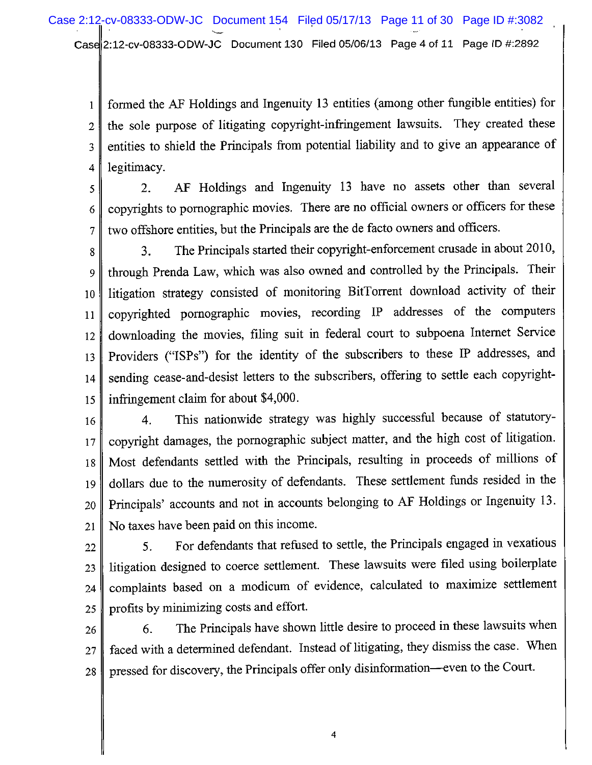formed the AF Holdings and Ingenuity 13 entities (among other fungible entities) for the sole purpose of litigating copyright-infringement lawsuits. They created these entities to shield the Principals from potential liability and to give an appearance of legitimacy.

2. AF Holdings and Ingenuity 13 have no assets other than several copyrights to pornographic movies. There are no official owners or officers for these two offshore entities, but the Principals are the de facto owners and officers.

3. The Principals started their copyright-enforcement crusade in about 2010, through Prenda Law, which was also owned and controlled by the Principals. Their litigation strategy consisted of monitoring BitTorrent download activity of their copyrighted pornographic movies, recording IP addresses of the computers downloading the movies, filing suit in federal court to subpoena Internet Service Providers ("ISPs") for the identity of the subscribers to these IP addresses, and sending cease-and-desist letters to the subscribers, offering to settle each copyright-infringement claim for about $4,000.

4. This nationwide strategy was highly successful because of statutory-copyright damages, the pornographic subject matter, and the high cost of litigation. Most defendants settled with the Principals, resulting in proceeds of millions of dollars due to the numerosity of defendants. These settlement funds resided in the Principals' accounts and not in accounts belonging to AF Holdings or Ingenuity 13. No taxes have been paid on this income.

5. For defendants that refused to settle, the Principals engaged in vexatious litigation designed to coerce settlement. These lawsuits were filed using boilerplate complaints based on a modicum of evidence, calculated to maximize settlement profits by minimizing costs and effort.

6. The Principals have shown little desire to proceed in these lawsuits when faced with a determined defendant. Instead of litigating, they dismiss the case. When pressed for discovery, the Principals offer only disinformation—even to the Court.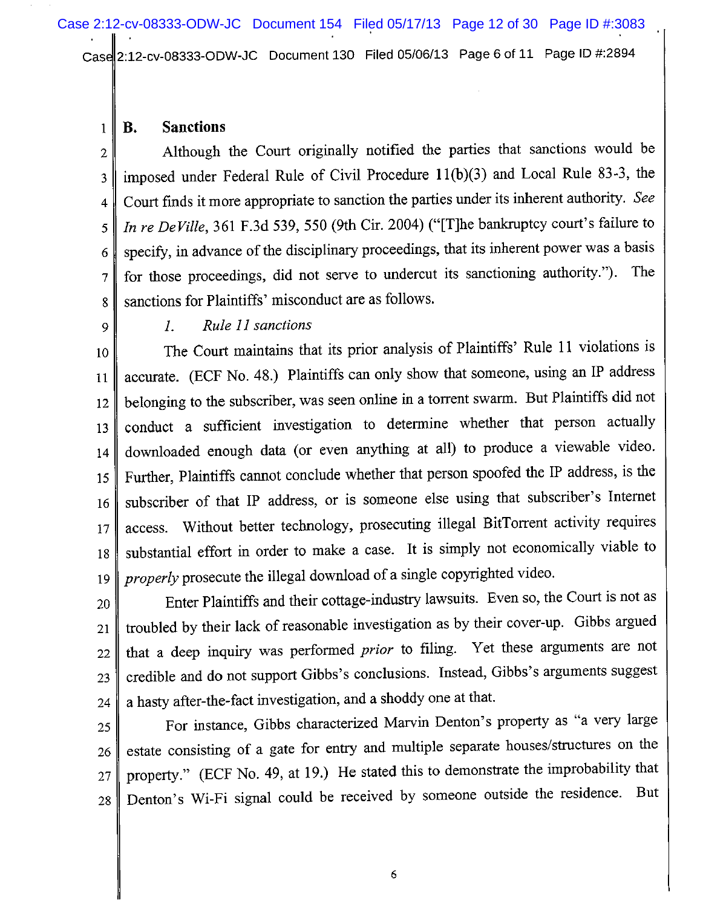### B. Sanctions

Although the Court originally notified the parties that sanctions would be imposed under Federal Rule of Civil Procedure 11(b)(3) and Local Rule 83-3, the Court finds it more appropriate to sanction the parties under its inherent authority. *See In re DeVille*, 361 F.3d 539, 550 (9th Cir. 2004) ("[T]he bankruptcy court's failure to specify, in advance of the disciplinary proceedings, that its inherent power was a basis for those proceedings, did not serve to undercut its sanctioning authority."). The sanctions for Plaintiffs' misconduct are as follows.

#### *1. Rule 11 sanctions*

The Court maintains that its prior analysis of Plaintiffs' Rule 11 violations is accurate. (ECF No. 48.) Plaintiffs can only show that someone, using an IP address belonging to the subscriber, was seen online in a torrent swarm. But Plaintiffs did not conduct a sufficient investigation to determine whether that person actually downloaded enough data (or even anything at all) to produce a viewable video. Further, Plaintiffs cannot conclude whether that person spoofed the IP address, is the subscriber of that IP address, or is someone else using that subscriber's Internet access. Without better technology, prosecuting illegal BitTorrent activity requires substantial effort in order to make a case. It is simply not economically viable to *properly* prosecute the illegal download of a single copyrighted video.

Enter Plaintiffs and their cottage-industry lawsuits. Even so, the Court is not as troubled by their lack of reasonable investigation as by their cover-up. Gibbs argued that a deep inquiry was performed *prior* to filing. Yet these arguments are not credible and do not support Gibbs's conclusions. Instead, Gibbs's arguments suggest a hasty after-the-fact investigation, and a shoddy one at that.

For instance, Gibbs characterized Marvin Denton's property as "a very large estate consisting of a gate for entry and multiple separate houses/structures on the property." (ECF No. 49, at 19.) He stated this to demonstrate the improbability that Denton's Wi-Fi signal could be received by someone outside the residence. But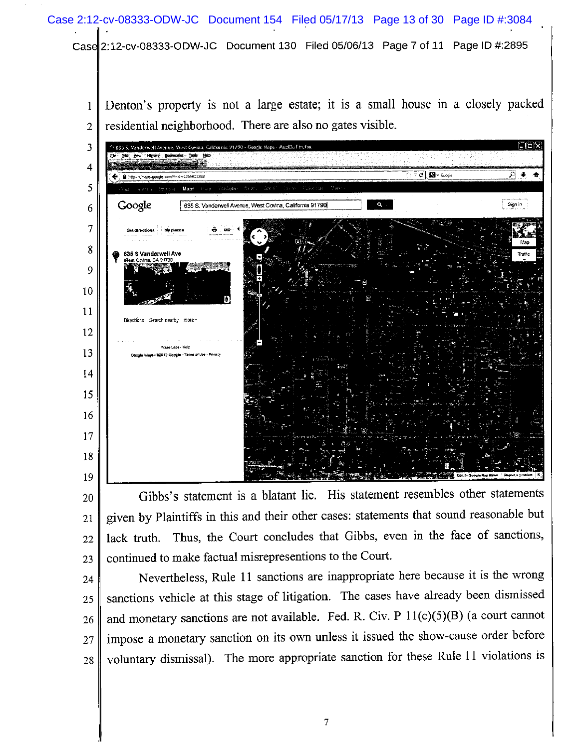Denton's property is not a large estate; it is a small house in a closely packed residential neighborhood. There are also no gates visible.

Gibbs's statement is a blatant lie. His statement resembles other statements given by Plaintiffs in this and their other cases: statements that sound reasonable but lack truth. Thus, the Court concludes that Gibbs, even in the face of sanctions, continued to make factual misrepresentions to the Court.

Nevertheless, Rule 11 sanctions are inappropriate here because it is the wrong sanctions vehicle at this stage of litigation. The cases have already been dismissed and monetary sanctions are not available. Fed. R. Civ. P 11(c)(5)(B) (a court cannot impose a monetary sanction on its own unless it issued the show-cause order before voluntary dismissal). The more appropriate sanction for these Rule 11 violations is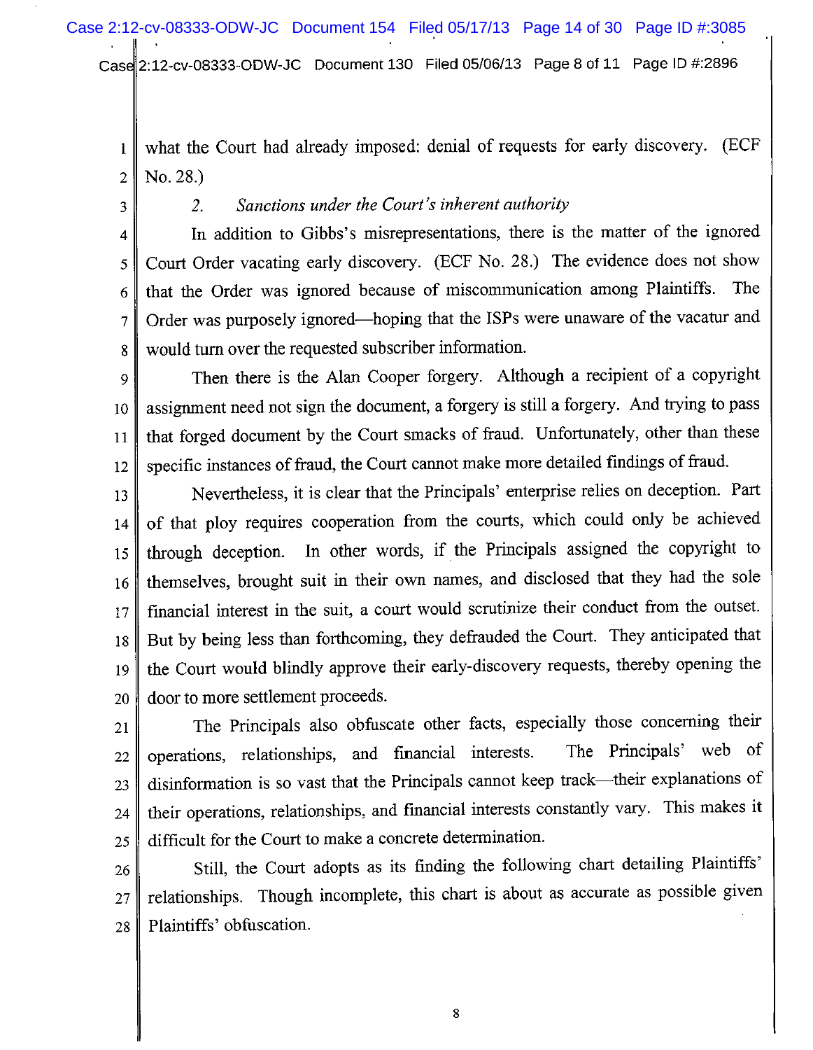what the Court had already imposed: denial of requests for early discovery. (ECF No. 28.)

*2. Sanctions under the Court's inherent authority*

In addition to Gibbs's misrepresentations, there is the matter of the ignored Court Order vacating early discovery. (ECF No. 28.) The evidence does not show that the Order was ignored because of miscommunication among Plaintiffs. The Order was purposely ignored—hoping that the ISPs were unaware of the vacatur and would turn over the requested subscriber information.

Then there is the Alan Cooper forgery. Although a recipient of a copyright assignment need not sign the document, a forgery is still a forgery. And trying to pass that forged document by the Court smacks of fraud. Unfortunately, other than these specific instances of fraud, the Court cannot make more detailed findings of fraud.

Nevertheless, it is clear that the Principals' enterprise relies on deception. Part of that ploy requires cooperation from the courts, which could only be achieved through deception. In other words, if the Principals assigned the copyright to themselves, brought suit in their own names, and disclosed that they had the sole financial interest in the suit, a court would scrutinize their conduct from the outset. But by being less than forthcoming, they defrauded the Court. They anticipated that the Court would blindly approve their early-discovery requests, thereby opening the door to more settlement proceeds.

The Principals also obfuscate other facts, especially those concerning their operations, relationships, and financial interests. The Principals' web of disinformation is so vast that the Principals cannot keep track—their explanations of their operations, relationships, and financial interests constantly vary. This makes it difficult for the Court to make a concrete determination.

Still, the Court adopts as its finding the following chart detailing Plaintiffs' relationships. Though incomplete, this chart is about as accurate as possible given Plaintiffs' obfuscation.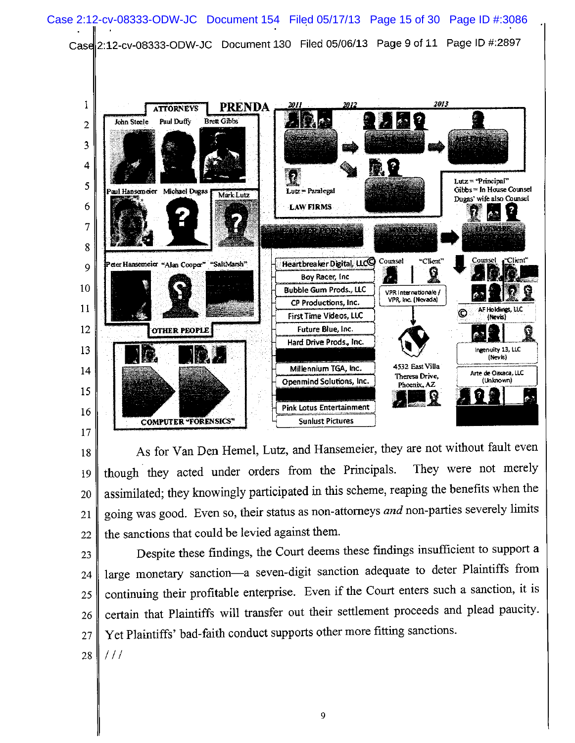ATTORNEYS | PRENDA | 2011 | 2012 | 2013

John Steele | Paul Duffy | Brett Gibbs

Paul Hansemeier | Michael Dugas | Mark Lutz

Lutz = Paralegal

LAW FIRMS

Lutz = "Principal"
Gibbs = In House Counsel
Dugas' wife also Counsel

Peter Hansemeier | "Alan Cooper" | "SaltMarsh"

OTHER PEOPLE

COMPUTER "FORENSICS"

Heartbreaker Digital, LLC
Boy Racer, Inc
Bubble Gum Prods., LLC
CP Productions, Inc.
First Time Videos, LLC
Future Blue, Inc.
Hard Drive Prods., Inc.
Millennium TGA, Inc.
Openmind Solutions, Inc.
Pink Lotus Entertainment
Sunlust Pictures

Counsel | "Client"

VPR Internationale / VPR, Inc. (Nevada)

4532 East Villa Theresa Drive, Phoenix, AZ

Counsel | "Client"

AF Holdings, LLC (Nevis)

Ingenuity 13, LLC (Nevis)

Arte de Oaxaca, LLC (Unknown)

As for Van Den Hemel, Lutz, and Hansemeier, they are not without fault even though they acted under orders from the Principals. They were not merely assimilated; they knowingly participated in this scheme, reaping the benefits when the going was good. Even so, their status as non-attorneys *and* non-parties severely limits the sanctions that could be levied against them.

Despite these findings, the Court deems these findings insufficient to support a large monetary sanction—a seven-digit sanction adequate to deter Plaintiffs from continuing their profitable enterprise. Even if the Court enters such a sanction, it is certain that Plaintiffs will transfer out their settlement proceeds and plead paucity. Yet Plaintiffs' bad-faith conduct supports other more fitting sanctions.

///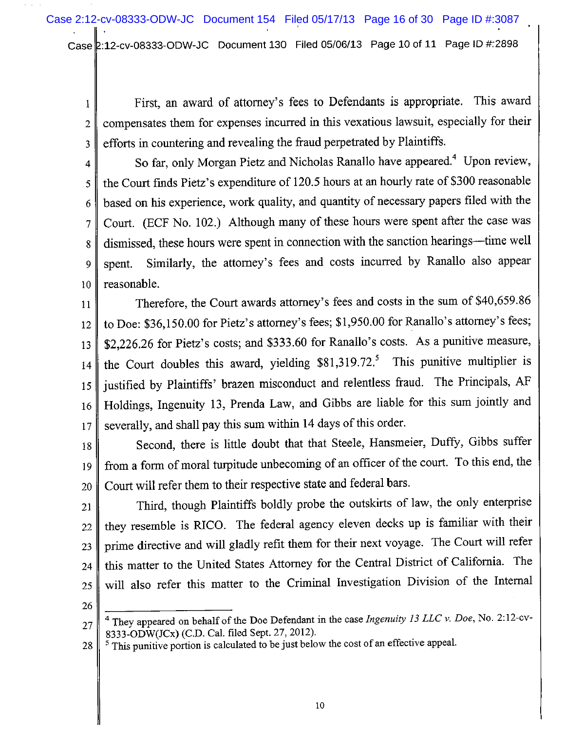First, an award of attorney's fees to Defendants is appropriate. This award compensates them for expenses incurred in this vexatious lawsuit, especially for their efforts in countering and revealing the fraud perpetrated by Plaintiffs.

So far, only Morgan Pietz and Nicholas Ranallo have appeared.[4] Upon review, the Court finds Pietz's expenditure of 120.5 hours at an hourly rate of $300 reasonable based on his experience, work quality, and quantity of necessary papers filed with the Court. (ECF No. 102.) Although many of these hours were spent after the case was dismissed, these hours were spent in connection with the sanction hearings—time well spent. Similarly, the attorney's fees and costs incurred by Ranallo also appear reasonable.

Therefore, the Court awards attorney's fees and costs in the sum of $40,659.86 to Doe: $36,150.00 for Pietz's attorney's fees; $1,950.00 for Ranallo's attorney's fees; $2,226.26 for Pietz's costs; and $333.60 for Ranallo's costs. As a punitive measure, the Court doubles this award, yielding $81,319.72.[5] This punitive multiplier is justified by Plaintiffs' brazen misconduct and relentless fraud. The Principals, AF Holdings, Ingenuity 13, Prenda Law, and Gibbs are liable for this sum jointly and severally, and shall pay this sum within 14 days of this order.

Second, there is little doubt that that Steele, Hansmeier, Duffy, Gibbs suffer from a form of moral turpitude unbecoming of an officer of the court. To this end, the Court will refer them to their respective state and federal bars.

Third, though Plaintiffs boldly probe the outskirts of law, the only enterprise they resemble is RICO. The federal agency eleven decks up is familiar with their prime directive and will gladly refit them for their next voyage. The Court will refer this matter to the United States Attorney for the Central District of California. The will also refer this matter to the Criminal Investigation Division of the Internal

---

[4] They appeared on behalf of the Doe Defendant in the case *Ingenuity 13 LLC v. Doe*, No. 2:12-cv-8333-ODW(JCx) (C.D. Cal. filed Sept. 27, 2012).

[5] This punitive portion is calculated to be just below the cost of an effective appeal.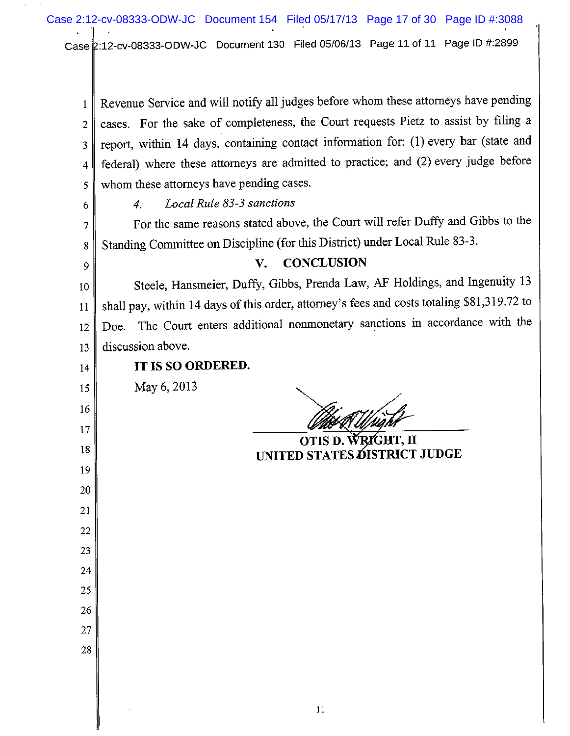Revenue Service and will notify all judges before whom these attorneys have pending cases. For the sake of completeness, the Court requests Pietz to assist by filing a report, within 14 days, containing contact information for: (1) every bar (state and federal) where these attorneys are admitted to practice; and (2) every judge before whom these attorneys have pending cases.

*4. Local Rule 83-3 sanctions*

For the same reasons stated above, the Court will refer Duffy and Gibbs to the Standing Committee on Discipline (for this District) under Local Rule 83-3.

## V. CONCLUSION

Steele, Hansmeier, Duffy, Gibbs, Prenda Law, AF Holdings, and Ingenuity 13 shall pay, within 14 days of this order, attorney's fees and costs totaling $81,319.72 to Doe. The Court enters additional nonmonetary sanctions in accordance with the discussion above.

**IT IS SO ORDERED.**

May 6, 2013

**OTIS D. WRIGHT, II**
**UNITED STATES DISTRICT JUDGE**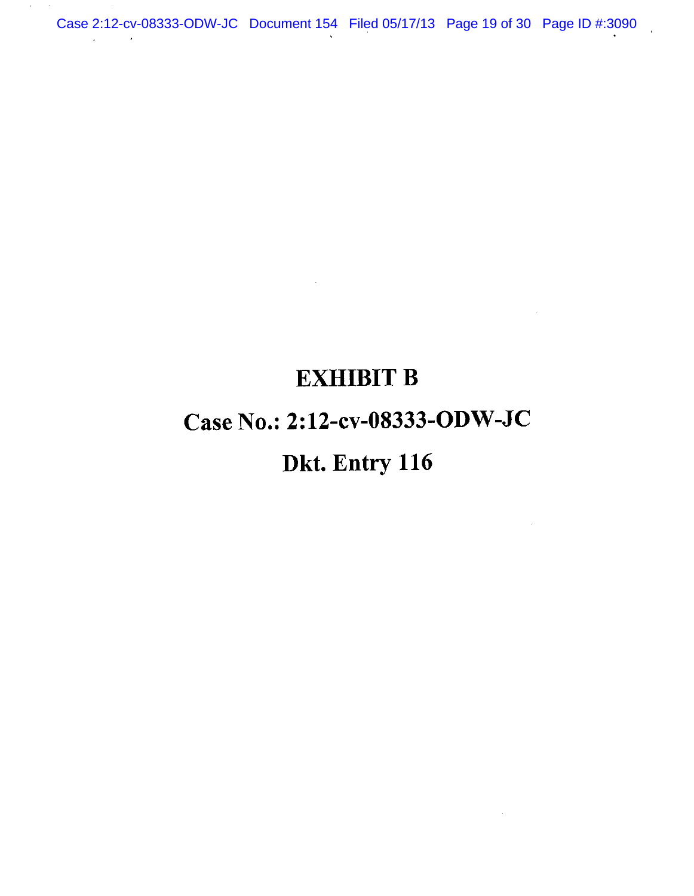# EXHIBIT B

# Case No.: 2:12-cv-08333-ODW-JC

# Dkt. Entry 116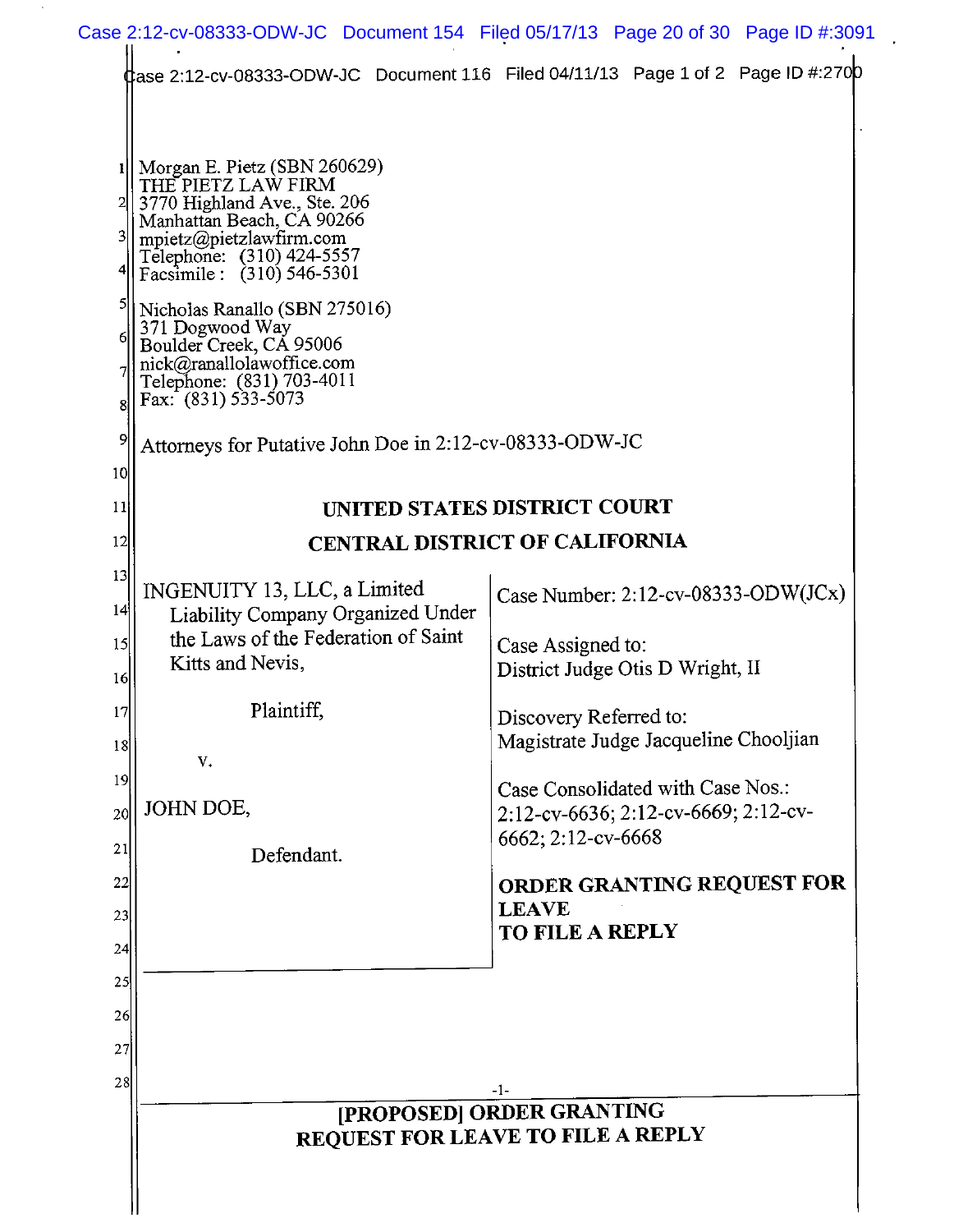Morgan E. Pietz (SBN 260629)
THE PIETZ LAW FIRM
3770 Highland Ave., Ste. 206
Manhattan Beach, CA 90266
mpietz@pietzlawfirm.com
Telephone: (310) 424-5557
Facsimile: (310) 546-5301

Nicholas Ranallo (SBN 275016)
371 Dogwood Way
Boulder Creek, CA 95006
nick@ranallolawoffice.com
Telephone: (831) 703-4011
Fax: (831) 533-5073

Attorneys for Putative John Doe in 2:12-cv-08333-ODW-JC

**UNITED STATES DISTRICT COURT**

**CENTRAL DISTRICT OF CALIFORNIA**

| | |
|---|---|
| INGENUITY 13, LLC, a Limited Liability Company Organized Under the Laws of the Federation of Saint Kitts and Nevis,<br><br>Plaintiff,<br><br>v.<br><br>JOHN DOE,<br><br>Defendant. | Case Number: 2:12-cv-08333-ODW(JCx)<br><br>Case Assigned to:<br>District Judge Otis D Wright, II<br><br>Discovery Referred to:<br>Magistrate Judge Jacqueline Chooljian<br><br>Case Consolidated with Case Nos.:<br>2:12-cv-6636; 2:12-cv-6669; 2:12-cv-6662; 2:12-cv-6668<br><br>**ORDER GRANTING REQUEST FOR LEAVE TO FILE A REPLY** |

**[PROPOSED] ORDER GRANTING REQUEST FOR LEAVE TO FILE A REPLY**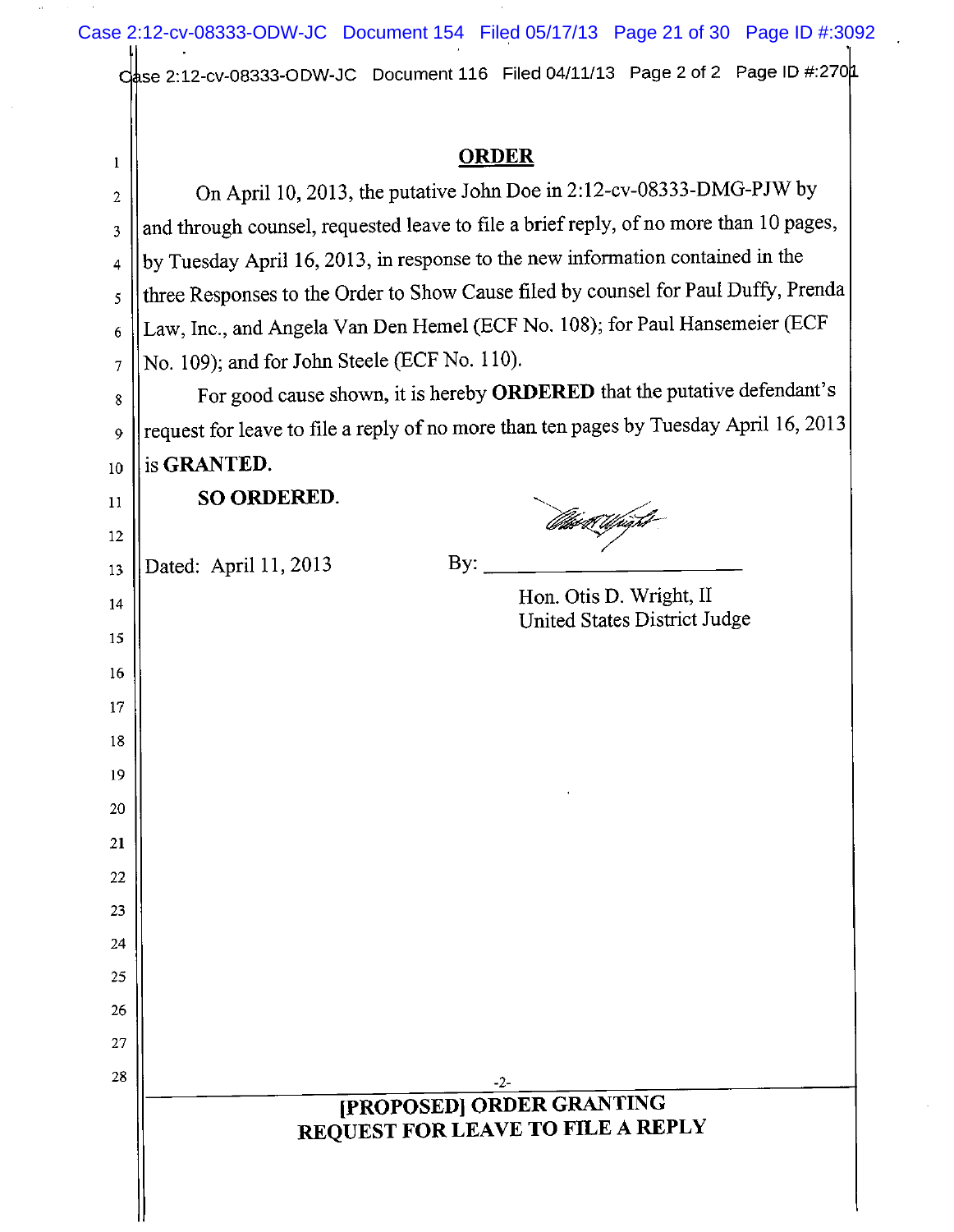## ORDER

On April 10, 2013, the putative John Doe in 2:12-cv-08333-DMG-PJW by and through counsel, requested leave to file a brief reply, of no more than 10 pages, by Tuesday April 16, 2013, in response to the new information contained in the three Responses to the Order to Show Cause filed by counsel for Paul Duffy, Prenda Law, Inc., and Angela Van Den Hemel (ECF No. 108); for Paul Hansemeier (ECF No. 109); and for John Steele (ECF No. 110).

For good cause shown, it is hereby **ORDERED** that the putative defendant's request for leave to file a reply of no more than ten pages by Tuesday April 16, 2013 is **GRANTED.**

**SO ORDERED.**

Dated: April 11, 2013

By: ______________________

Hon. Otis D. Wright, II
United States District Judge

**[PROPOSED] ORDER GRANTING REQUEST FOR LEAVE TO FILE A REPLY**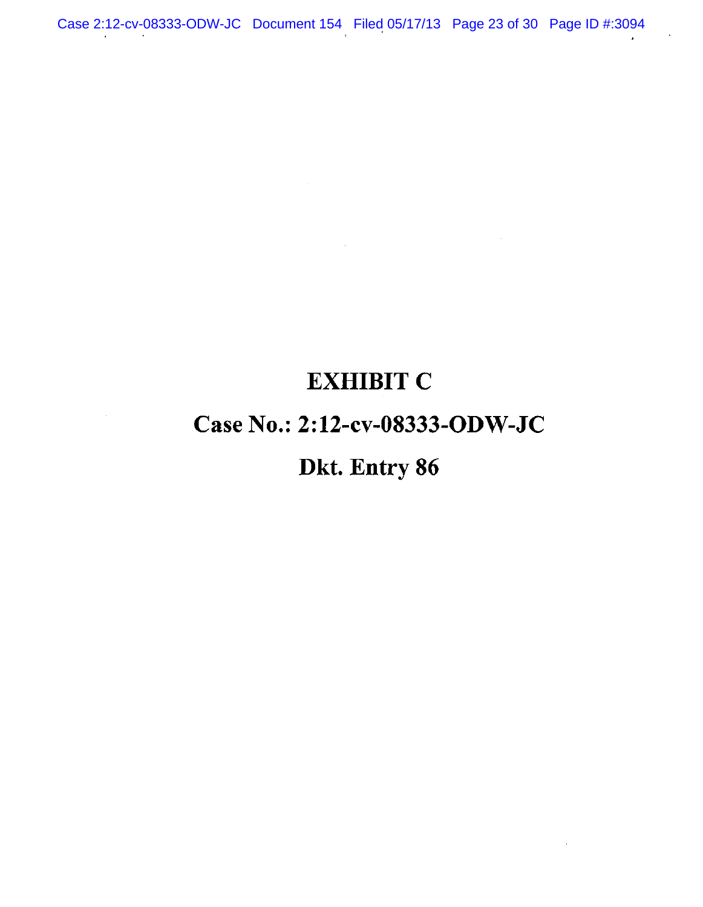# EXHIBIT C

## Case No.: 2:12-cv-08333-ODW-JC

## Dkt. Entry 86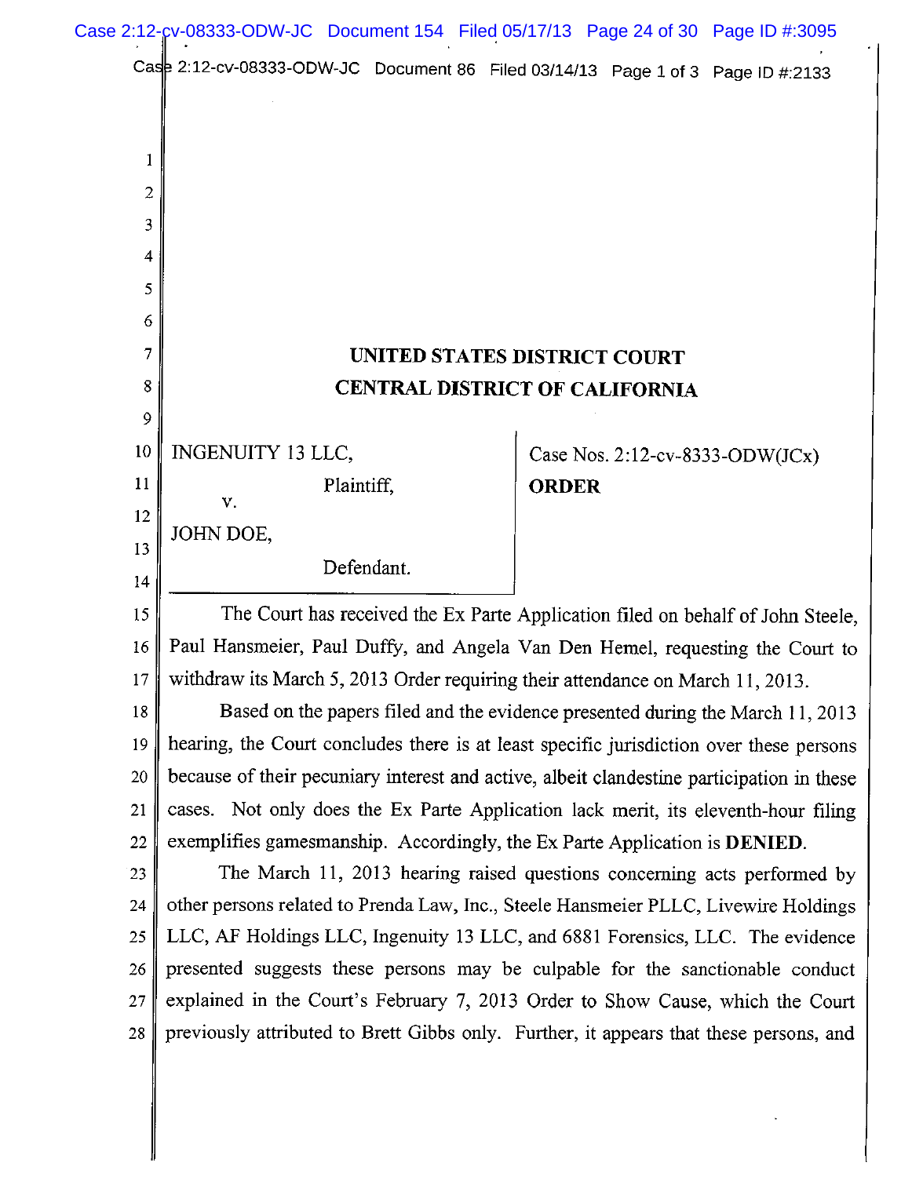# UNITED STATES DISTRICT COURT
# CENTRAL DISTRICT OF CALIFORNIA

| | |
|---|---|
| INGENUITY 13 LLC, Plaintiff, v. JOHN DOE, Defendant. | Case Nos. 2:12-cv-8333-ODW(JCx) **ORDER** |

The Court has received the Ex Parte Application filed on behalf of John Steele, Paul Hansmeier, Paul Duffy, and Angela Van Den Hemel, requesting the Court to withdraw its March 5, 2013 Order requiring their attendance on March 11, 2013.

Based on the papers filed and the evidence presented during the March 11, 2013 hearing, the Court concludes there is at least specific jurisdiction over these persons because of their pecuniary interest and active, albeit clandestine participation in these cases. Not only does the Ex Parte Application lack merit, its eleventh-hour filing exemplifies gamesmanship. Accordingly, the Ex Parte Application is **DENIED**.

The March 11, 2013 hearing raised questions concerning acts performed by other persons related to Prenda Law, Inc., Steele Hansmeier PLLC, Livewire Holdings LLC, AF Holdings LLC, Ingenuity 13 LLC, and 6881 Forensics, LLC. The evidence presented suggests these persons may be culpable for the sanctionable conduct explained in the Court's February 7, 2013 Order to Show Cause, which the Court previously attributed to Brett Gibbs only. Further, it appears that these persons, and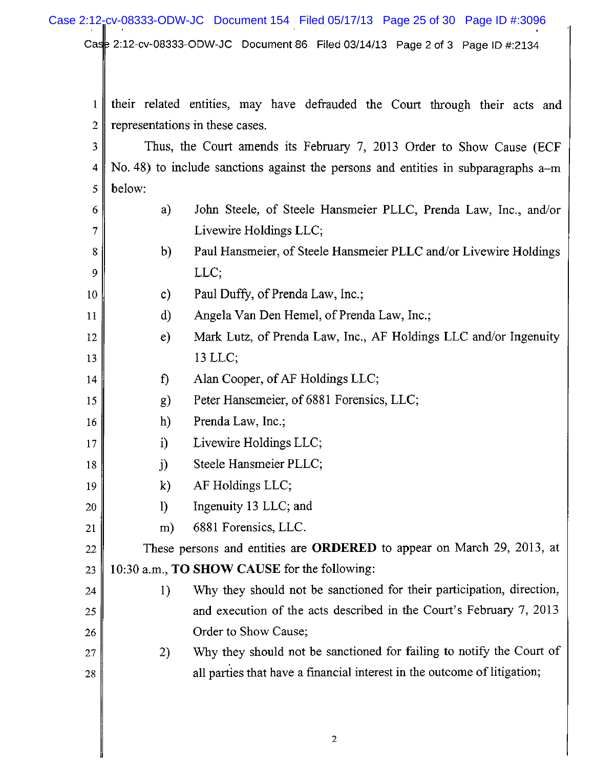their related entities, may have defrauded the Court through their acts and representations in these cases.

Thus, the Court amends its February 7, 2013 Order to Show Cause (ECF No. 48) to include sanctions against the persons and entities in subparagraphs a–m below:

a) John Steele, of Steele Hansmeier PLLC, Prenda Law, Inc., and/or Livewire Holdings LLC;

b) Paul Hansmeier, of Steele Hansmeier PLLC and/or Livewire Holdings LLC;

c) Paul Duffy, of Prenda Law, Inc.;

d) Angela Van Den Hemel, of Prenda Law, Inc.;

e) Mark Lutz, of Prenda Law, Inc., AF Holdings LLC and/or Ingenuity 13 LLC;

f) Alan Cooper, of AF Holdings LLC;

g) Peter Hansemeier, of 6881 Forensics, LLC;

h) Prenda Law, Inc.;

i) Livewire Holdings LLC;

j) Steele Hansmeier PLLC;

k) AF Holdings LLC;

l) Ingenuity 13 LLC; and

m) 6881 Forensics, LLC.

These persons and entities are **ORDERED** to appear on March 29, 2013, at 10:30 a.m., **TO SHOW CAUSE** for the following:

1) Why they should not be sanctioned for their participation, direction, and execution of the acts described in the Court's February 7, 2013 Order to Show Cause;

2) Why they should not be sanctioned for failing to notify the Court of all parties that have a financial interest in the outcome of litigation;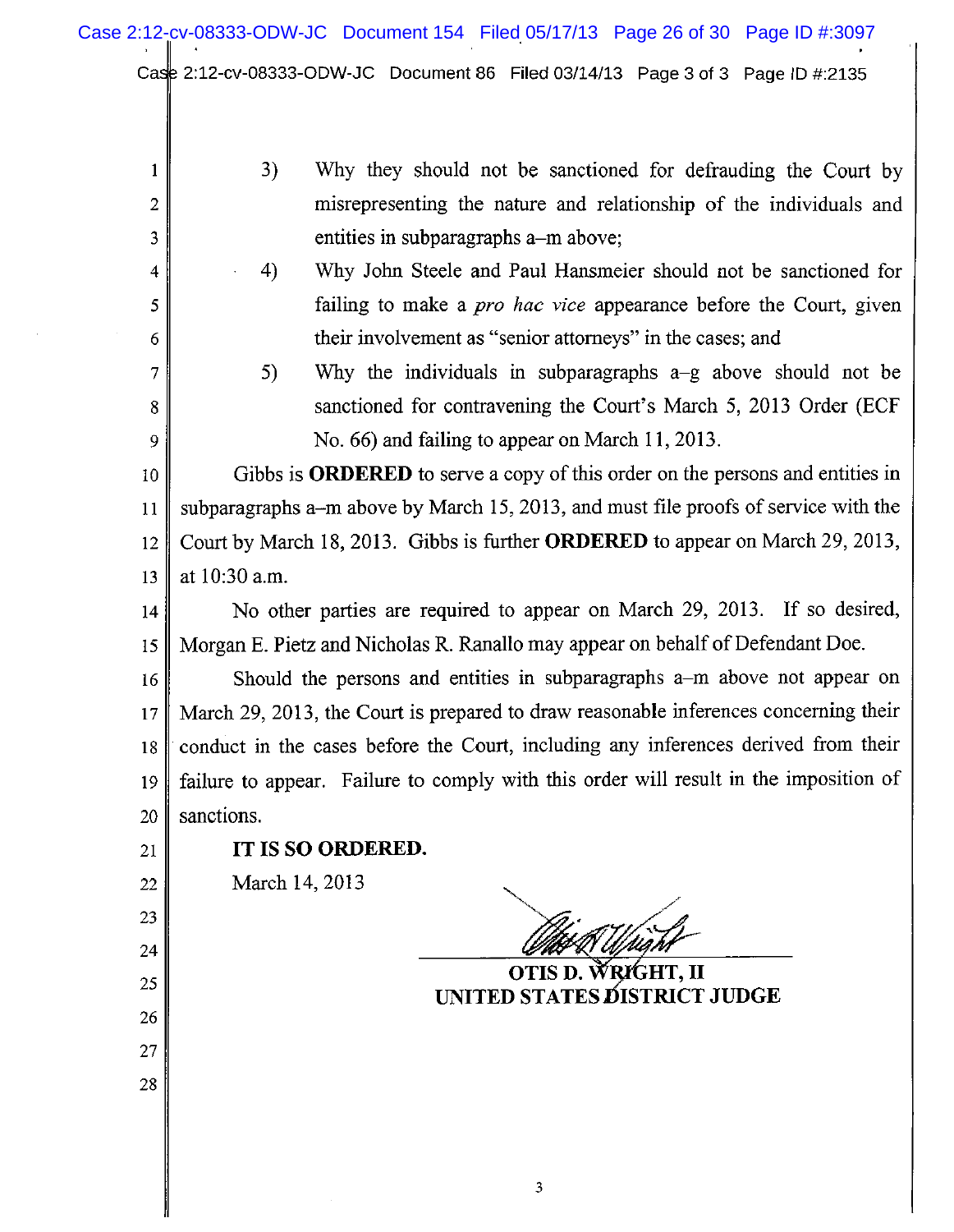3) Why they should not be sanctioned for defrauding the Court by misrepresenting the nature and relationship of the individuals and entities in subparagraphs a–m above;

4) Why John Steele and Paul Hansmeier should not be sanctioned for failing to make a *pro hac vice* appearance before the Court, given their involvement as "senior attorneys" in the cases; and

5) Why the individuals in subparagraphs a–g above should not be sanctioned for contravening the Court's March 5, 2013 Order (ECF No. 66) and failing to appear on March 11, 2013.

Gibbs is **ORDERED** to serve a copy of this order on the persons and entities in subparagraphs a–m above by March 15, 2013, and must file proofs of service with the Court by March 18, 2013. Gibbs is further **ORDERED** to appear on March 29, 2013, at 10:30 a.m.

No other parties are required to appear on March 29, 2013. If so desired, Morgan E. Pietz and Nicholas R. Ranallo may appear on behalf of Defendant Doe.

Should the persons and entities in subparagraphs a–m above not appear on March 29, 2013, the Court is prepared to draw reasonable inferences concerning their conduct in the cases before the Court, including any inferences derived from their failure to appear. Failure to comply with this order will result in the imposition of sanctions.

**IT IS SO ORDERED.**

March 14, 2013

**OTIS D. WRIGHT, II**
**UNITED STATES DISTRICT JUDGE**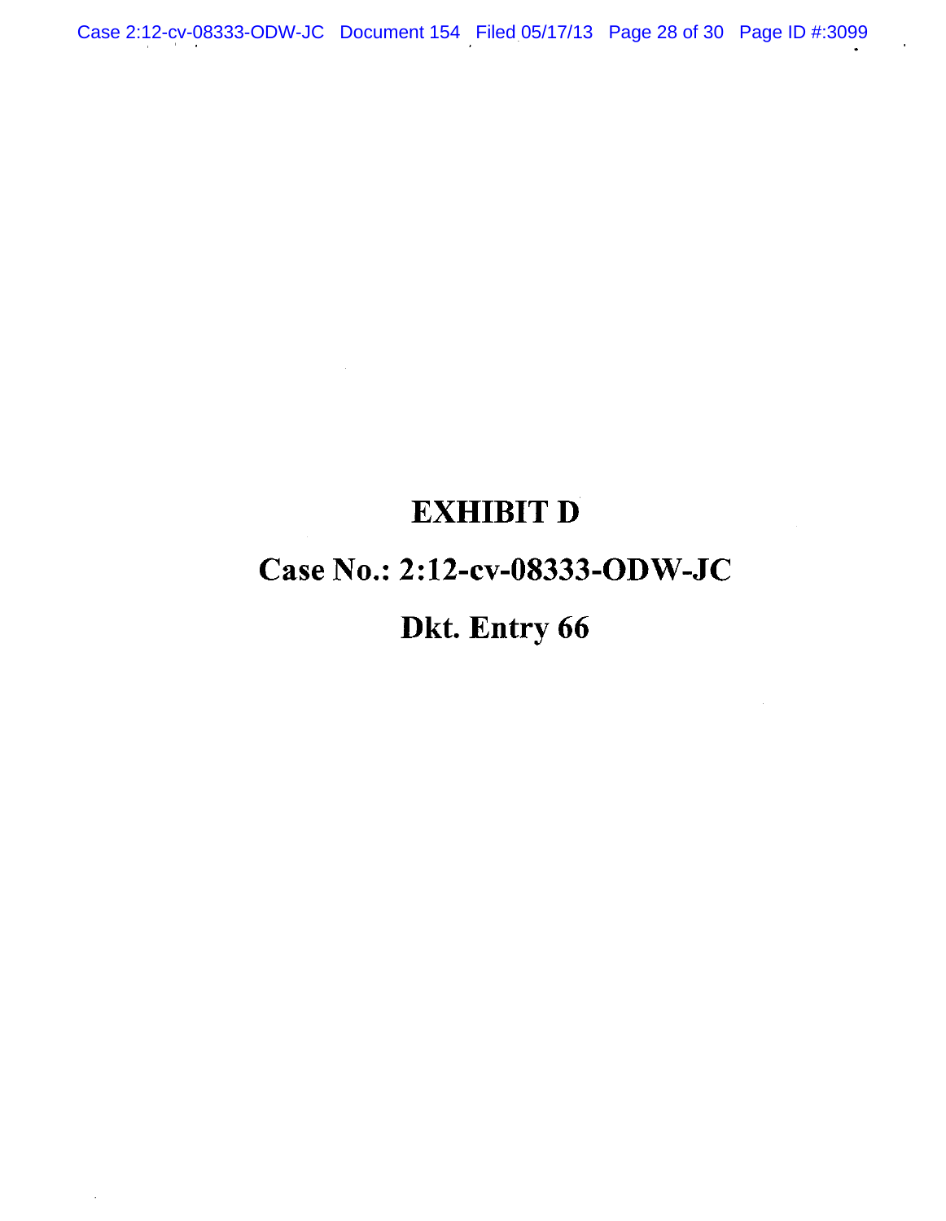# EXHIBIT D

# Case No.: 2:12-cv-08333-ODW-JC

# Dkt. Entry 66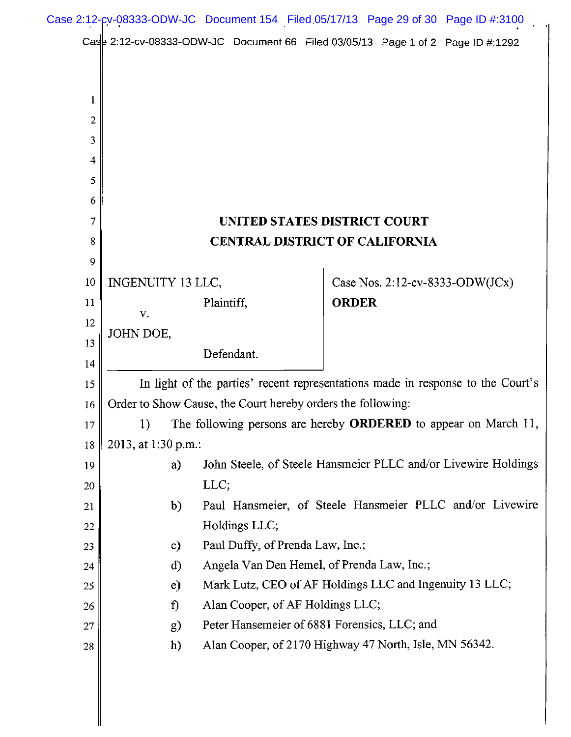# UNITED STATES DISTRICT COURT
# CENTRAL DISTRICT OF CALIFORNIA

| | |
|---|---|
| INGENUITY 13 LLC, Plaintiff, v. JOHN DOE, Defendant. | Case Nos. 2:12-cv-8333-ODW(JCx) **ORDER** |

In light of the parties' recent representations made in response to the Court's Order to Show Cause, the Court hereby orders the following:

1) The following persons are hereby **ORDERED** to appear on March 11, 2013, at 1:30 p.m.:

a) John Steele, of Steele Hansmeier PLLC and/or Livewire Holdings LLC;

b) Paul Hansmeier, of Steele Hansmeier PLLC and/or Livewire Holdings LLC;

c) Paul Duffy, of Prenda Law, Inc.;

d) Angela Van Den Hemel, of Prenda Law, Inc.;

e) Mark Lutz, CEO of AF Holdings LLC and Ingenuity 13 LLC;

f) Alan Cooper, of AF Holdings LLC;

g) Peter Hansemeier of 6881 Forensics, LLC; and

h) Alan Cooper, of 2170 Highway 47 North, Isle, MN 56342.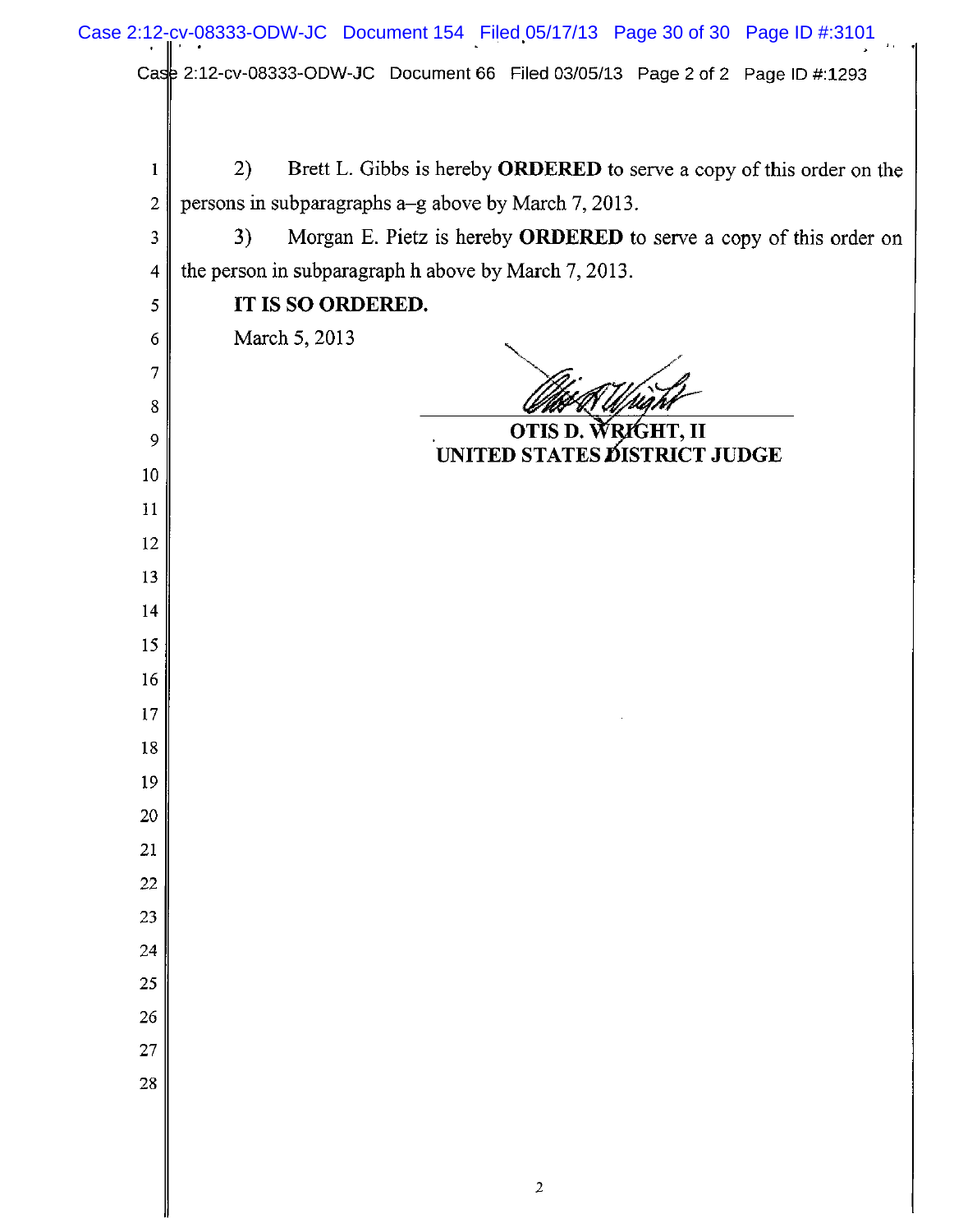2) Brett L. Gibbs is hereby **ORDERED** to serve a copy of this order on the persons in subparagraphs a–g above by March 7, 2013.

3) Morgan E. Pietz is hereby **ORDERED** to serve a copy of this order on the person in subparagraph h above by March 7, 2013.

**IT IS SO ORDERED.**

March 5, 2013

**OTIS D. WRIGHT, II**
**UNITED STATES DISTRICT JUDGE**